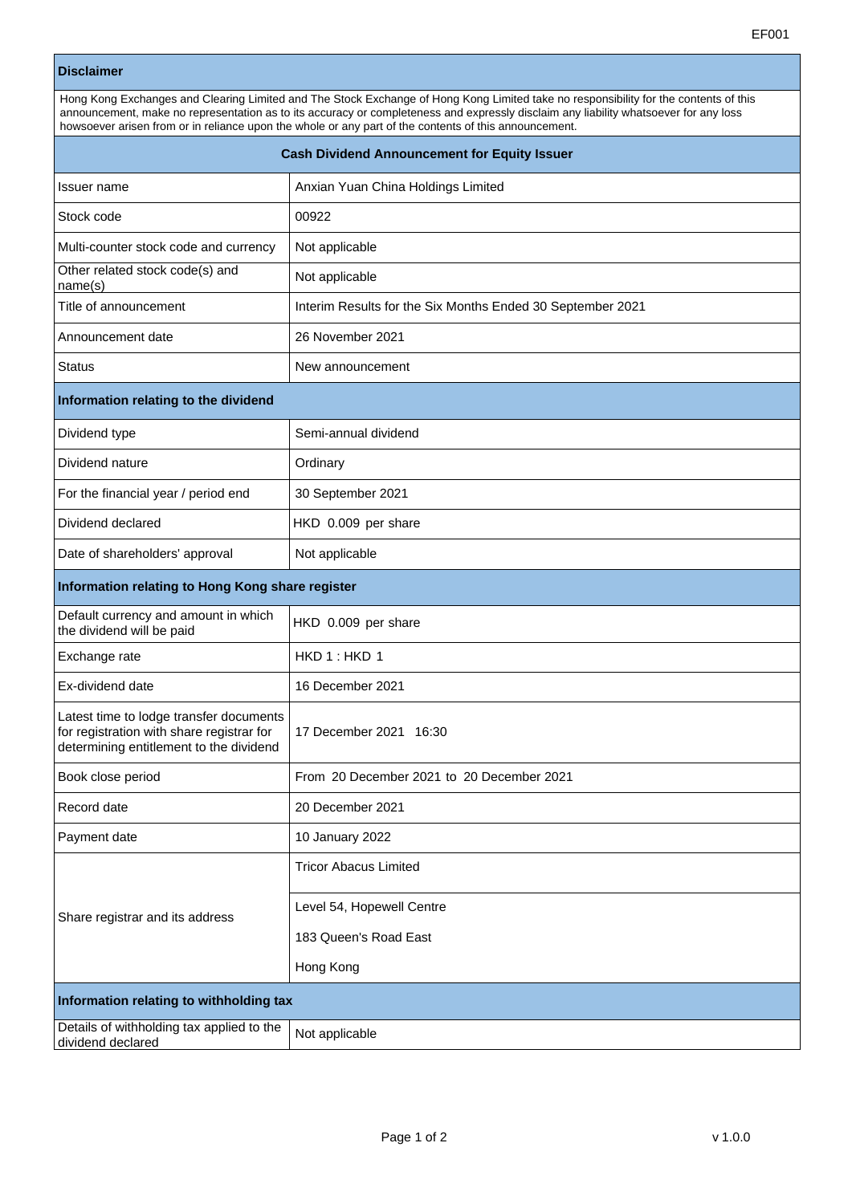EF001

| Disclaimer | |
|---|---|
| Hong Kong Exchanges and Clearing Limited and The Stock Exchange of Hong Kong Limited take no responsibility for the contents of this announcement, make no representation as to its accuracy or completeness and expressly disclaim any liability whatsoever for any loss howsoever arisen from or in reliance upon the whole or any part of the contents of this announcement. | |
| **Cash Dividend Announcement for Equity Issuer** | |
| Issuer name | Anxian Yuan China Holdings Limited |
| Stock code | 00922 |
| Multi-counter stock code and currency | Not applicable |
| Other related stock code(s) and name(s) | Not applicable |
| Title of announcement | Interim Results for the Six Months Ended 30 September 2021 |
| Announcement date | 26 November 2021 |
| Status | New announcement |
| **Information relating to the dividend** | |
| Dividend type | Semi-annual dividend |
| Dividend nature | Ordinary |
| For the financial year / period end | 30 September 2021 |
| Dividend declared | HKD 0.009 per share |
| Date of shareholders' approval | Not applicable |
| **Information relating to Hong Kong share register** | |
| Default currency and amount in which the dividend will be paid | HKD 0.009 per share |
| Exchange rate | HKD 1 : HKD 1 |
| Ex-dividend date | 16 December 2021 |
| Latest time to lodge transfer documents for registration with share registrar for determining entitlement to the dividend | 17 December 2021 16:30 |
| Book close period | From 20 December 2021 to 20 December 2021 |
| Record date | 20 December 2021 |
| Payment date | 10 January 2022 |
| Share registrar and its address | Tricor Abacus Limited<br><br>Level 54, Hopewell Centre<br>183 Queen's Road East<br>Hong Kong |
| **Information relating to withholding tax** | |
| Details of withholding tax applied to the dividend declared | Not applicable |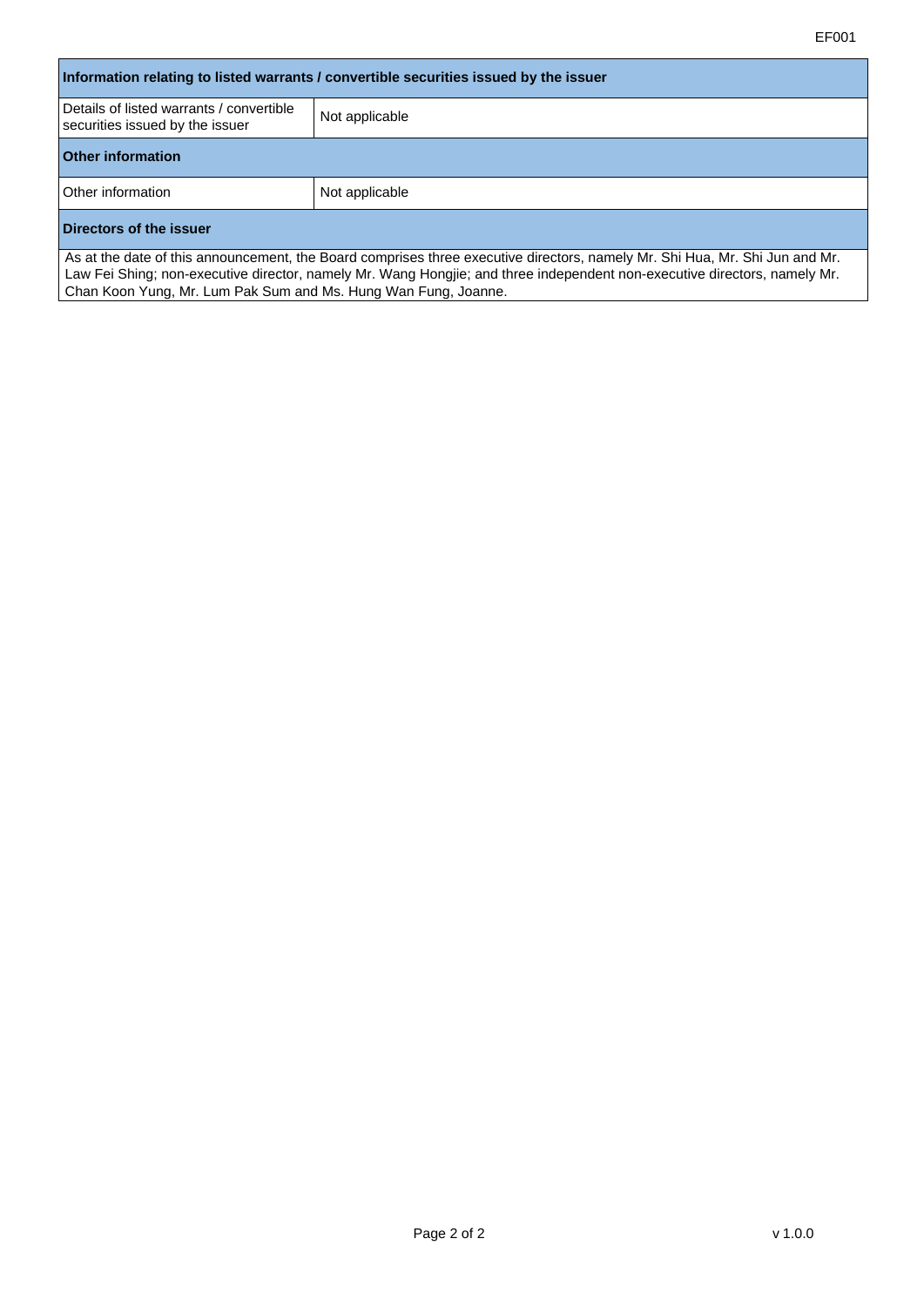## Information relating to listed warrants / convertible securities issued by the issuer

| | |
|---|---|
| Details of listed warrants / convertible securities issued by the issuer | Not applicable |

## Other information

| | |
|---|---|
| Other information | Not applicable |

## Directors of the issuer

As at the date of this announcement, the Board comprises three executive directors, namely Mr. Shi Hua, Mr. Shi Jun and Mr. Law Fei Shing; non-executive director, namely Mr. Wang Hongjie; and three independent non-executive directors, namely Mr. Chan Koon Yung, Mr. Lum Pak Sum and Ms. Hung Wan Fung, Joanne.